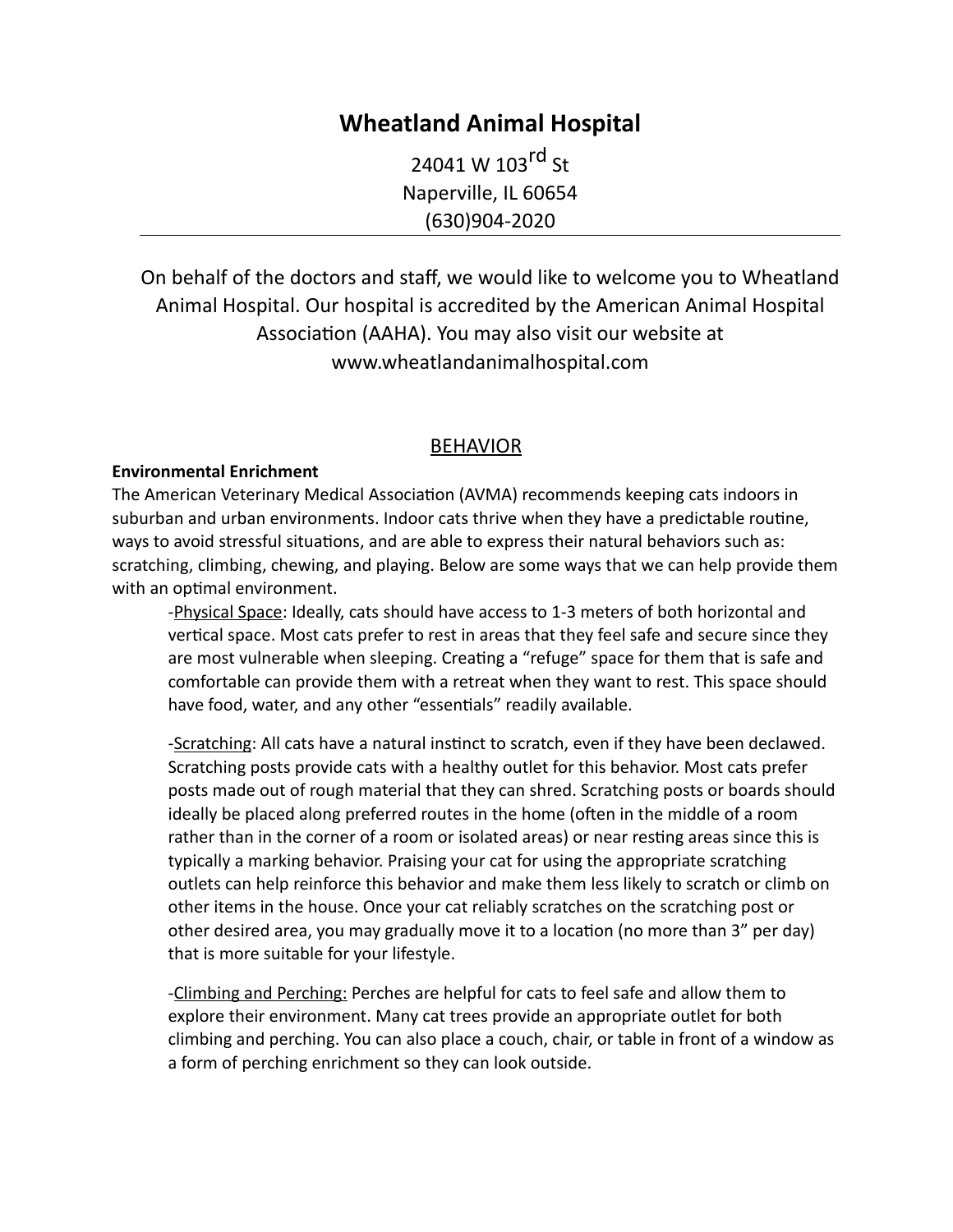# Wheatland Animal Hospital

24041 W 103rd St
Naperville, IL 60654
(630)904-2020

---

On behalf of the doctors and staff, we would like to welcome you to Wheatland Animal Hospital. Our hospital is accredited by the American Animal Hospital Association (AAHA). You may also visit our website at www.wheatlandanimalhospital.com

## BEHAVIOR

**Environmental Enrichment**

The American Veterinary Medical Association (AVMA) recommends keeping cats indoors in suburban and urban environments. Indoor cats thrive when they have a predictable routine, ways to avoid stressful situations, and are able to express their natural behaviors such as: scratching, climbing, chewing, and playing. Below are some ways that we can help provide them with an optimal environment.

-Physical Space: Ideally, cats should have access to 1-3 meters of both horizontal and vertical space. Most cats prefer to rest in areas that they feel safe and secure since they are most vulnerable when sleeping. Creating a "refuge" space for them that is safe and comfortable can provide them with a retreat when they want to rest. This space should have food, water, and any other "essentials" readily available.

-Scratching: All cats have a natural instinct to scratch, even if they have been declawed. Scratching posts provide cats with a healthy outlet for this behavior. Most cats prefer posts made out of rough material that they can shred. Scratching posts or boards should ideally be placed along preferred routes in the home (often in the middle of a room rather than in the corner of a room or isolated areas) or near resting areas since this is typically a marking behavior. Praising your cat for using the appropriate scratching outlets can help reinforce this behavior and make them less likely to scratch or climb on other items in the house. Once your cat reliably scratches on the scratching post or other desired area, you may gradually move it to a location (no more than 3" per day) that is more suitable for your lifestyle.

-Climbing and Perching: Perches are helpful for cats to feel safe and allow them to explore their environment. Many cat trees provide an appropriate outlet for both climbing and perching. You can also place a couch, chair, or table in front of a window as a form of perching enrichment so they can look outside.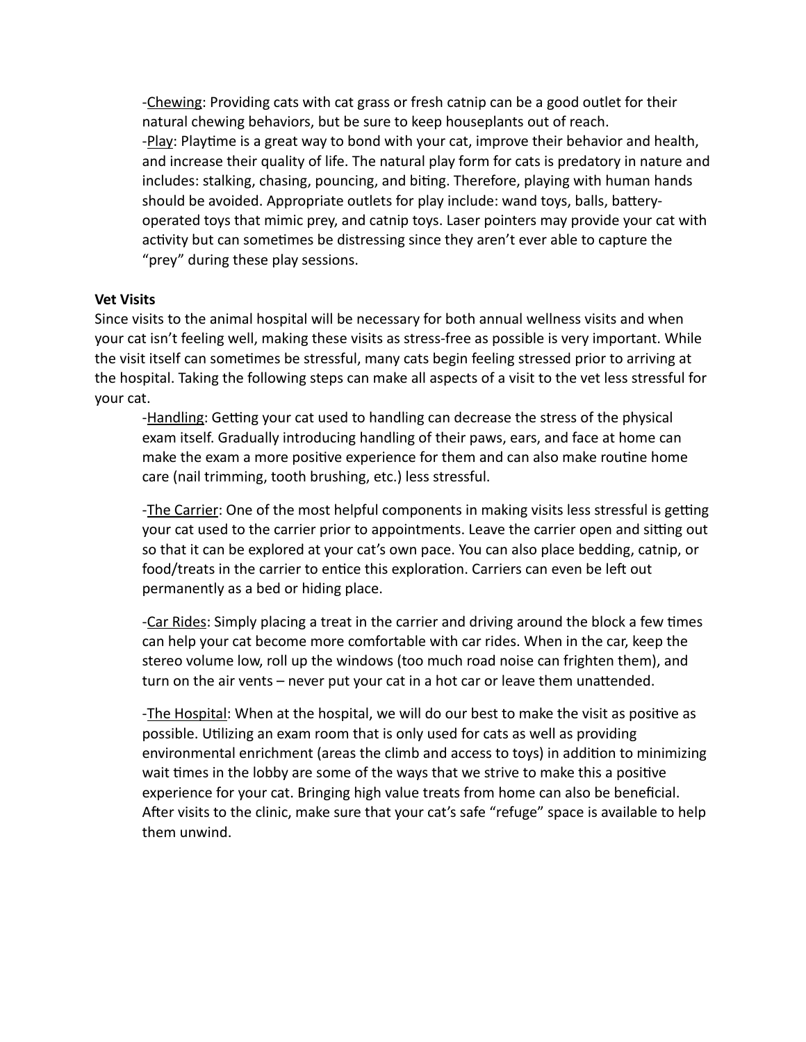-<u>Chewing</u>: Providing cats with cat grass or fresh catnip can be a good outlet for their natural chewing behaviors, but be sure to keep houseplants out of reach.

-<u>Play</u>: Playtime is a great way to bond with your cat, improve their behavior and health, and increase their quality of life. The natural play form for cats is predatory in nature and includes: stalking, chasing, pouncing, and biting. Therefore, playing with human hands should be avoided. Appropriate outlets for play include: wand toys, balls, battery-operated toys that mimic prey, and catnip toys. Laser pointers may provide your cat with activity but can sometimes be distressing since they aren't ever able to capture the "prey" during these play sessions.

**Vet Visits**

Since visits to the animal hospital will be necessary for both annual wellness visits and when your cat isn't feeling well, making these visits as stress-free as possible is very important. While the visit itself can sometimes be stressful, many cats begin feeling stressed prior to arriving at the hospital. Taking the following steps can make all aspects of a visit to the vet less stressful for your cat.

-<u>Handling</u>: Getting your cat used to handling can decrease the stress of the physical exam itself. Gradually introducing handling of their paws, ears, and face at home can make the exam a more positive experience for them and can also make routine home care (nail trimming, tooth brushing, etc.) less stressful.

-<u>The Carrier</u>: One of the most helpful components in making visits less stressful is getting your cat used to the carrier prior to appointments. Leave the carrier open and sitting out so that it can be explored at your cat's own pace. You can also place bedding, catnip, or food/treats in the carrier to entice this exploration. Carriers can even be left out permanently as a bed or hiding place.

-<u>Car Rides</u>: Simply placing a treat in the carrier and driving around the block a few times can help your cat become more comfortable with car rides. When in the car, keep the stereo volume low, roll up the windows (too much road noise can frighten them), and turn on the air vents – never put your cat in a hot car or leave them unattended.

-<u>The Hospital</u>: When at the hospital, we will do our best to make the visit as positive as possible. Utilizing an exam room that is only used for cats as well as providing environmental enrichment (areas the climb and access to toys) in addition to minimizing wait times in the lobby are some of the ways that we strive to make this a positive experience for your cat. Bringing high value treats from home can also be beneficial. After visits to the clinic, make sure that your cat's safe "refuge" space is available to help them unwind.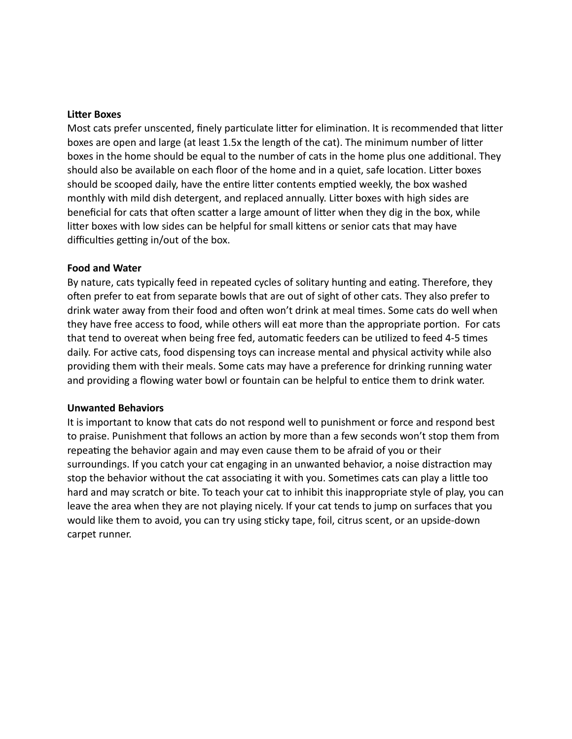**Litter Boxes**

Most cats prefer unscented, finely particulate litter for elimination. It is recommended that litter boxes are open and large (at least 1.5x the length of the cat). The minimum number of litter boxes in the home should be equal to the number of cats in the home plus one additional. They should also be available on each floor of the home and in a quiet, safe location. Litter boxes should be scooped daily, have the entire litter contents emptied weekly, the box washed monthly with mild dish detergent, and replaced annually. Litter boxes with high sides are beneficial for cats that often scatter a large amount of litter when they dig in the box, while litter boxes with low sides can be helpful for small kittens or senior cats that may have difficulties getting in/out of the box.

**Food and Water**

By nature, cats typically feed in repeated cycles of solitary hunting and eating. Therefore, they often prefer to eat from separate bowls that are out of sight of other cats. They also prefer to drink water away from their food and often won't drink at meal times. Some cats do well when they have free access to food, while others will eat more than the appropriate portion. For cats that tend to overeat when being free fed, automatic feeders can be utilized to feed 4-5 times daily. For active cats, food dispensing toys can increase mental and physical activity while also providing them with their meals. Some cats may have a preference for drinking running water and providing a flowing water bowl or fountain can be helpful to entice them to drink water.

**Unwanted Behaviors**

It is important to know that cats do not respond well to punishment or force and respond best to praise. Punishment that follows an action by more than a few seconds won't stop them from repeating the behavior again and may even cause them to be afraid of you or their surroundings. If you catch your cat engaging in an unwanted behavior, a noise distraction may stop the behavior without the cat associating it with you. Sometimes cats can play a little too hard and may scratch or bite. To teach your cat to inhibit this inappropriate style of play, you can leave the area when they are not playing nicely. If your cat tends to jump on surfaces that you would like them to avoid, you can try using sticky tape, foil, citrus scent, or an upside-down carpet runner.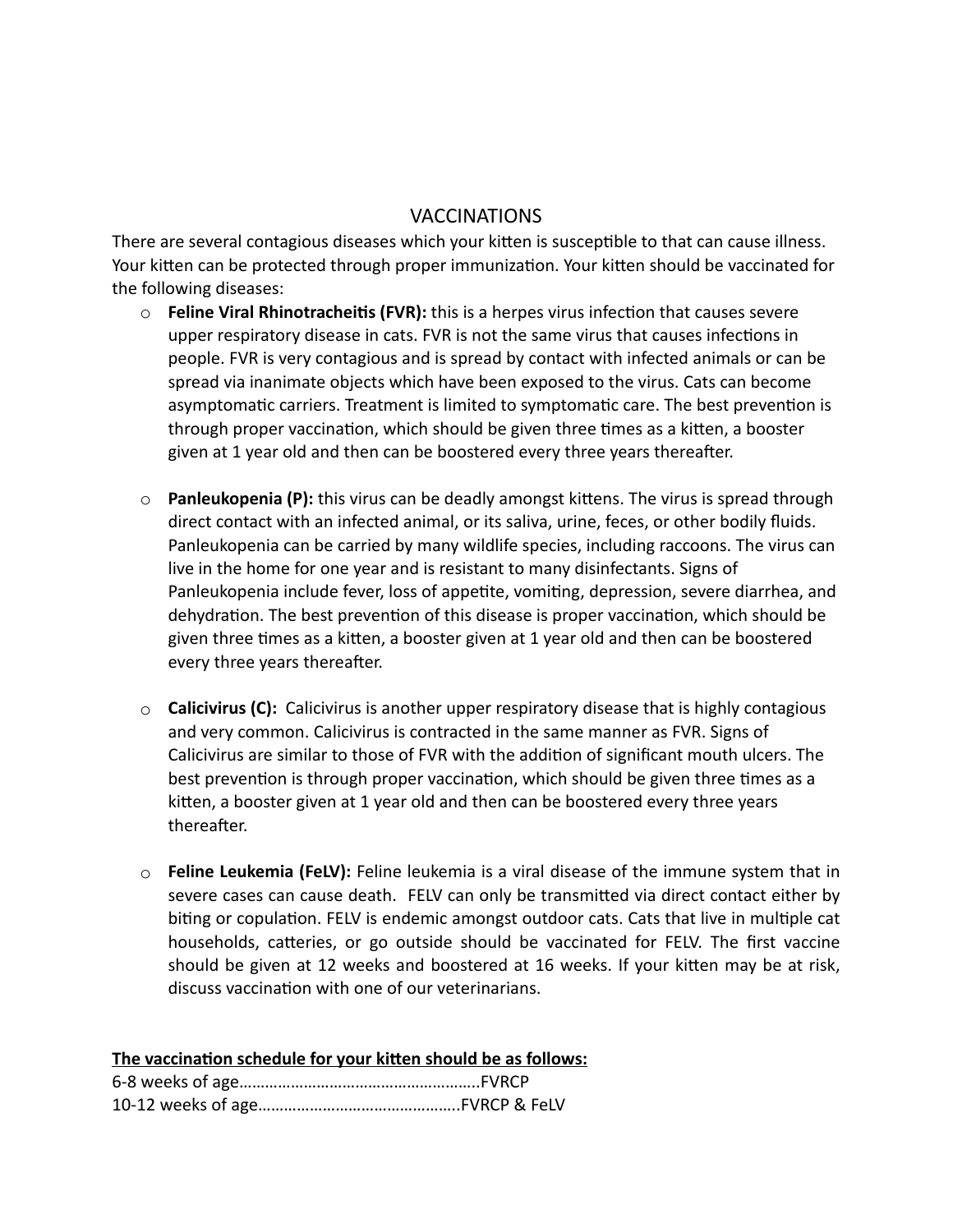# VACCINATIONS

There are several contagious diseases which your kitten is susceptible to that can cause illness. Your kitten can be protected through proper immunization. Your kitten should be vaccinated for the following diseases:

- **Feline Viral Rhinotracheitis (FVR):** this is a herpes virus infection that causes severe upper respiratory disease in cats. FVR is not the same virus that causes infections in people. FVR is very contagious and is spread by contact with infected animals or can be spread via inanimate objects which have been exposed to the virus. Cats can become asymptomatic carriers. Treatment is limited to symptomatic care. The best prevention is through proper vaccination, which should be given three times as a kitten, a booster given at 1 year old and then can be boostered every three years thereafter.

- **Panleukopenia (P):** this virus can be deadly amongst kittens. The virus is spread through direct contact with an infected animal, or its saliva, urine, feces, or other bodily fluids. Panleukopenia can be carried by many wildlife species, including raccoons. The virus can live in the home for one year and is resistant to many disinfectants. Signs of Panleukopenia include fever, loss of appetite, vomiting, depression, severe diarrhea, and dehydration. The best prevention of this disease is proper vaccination, which should be given three times as a kitten, a booster given at 1 year old and then can be boostered every three years thereafter.

- **Calicivirus (C):** Calicivirus is another upper respiratory disease that is highly contagious and very common. Calicivirus is contracted in the same manner as FVR. Signs of Calicivirus are similar to those of FVR with the addition of significant mouth ulcers. The best prevention is through proper vaccination, which should be given three times as a kitten, a booster given at 1 year old and then can be boostered every three years thereafter.

- **Feline Leukemia (FeLV):** Feline leukemia is a viral disease of the immune system that in severe cases can cause death. FELV can only be transmitted via direct contact either by biting or copulation. FELV is endemic amongst outdoor cats. Cats that live in multiple cat households, catteries, or go outside should be vaccinated for FELV. The first vaccine should be given at 12 weeks and boostered at 16 weeks. If your kitten may be at risk, discuss vaccination with one of our veterinarians.

**The vaccination schedule for your kitten should be as follows:**

6-8 weeks of age……………………………………………..FVRCP
10-12 weeks of age………………………………………..FVRCP & FeLV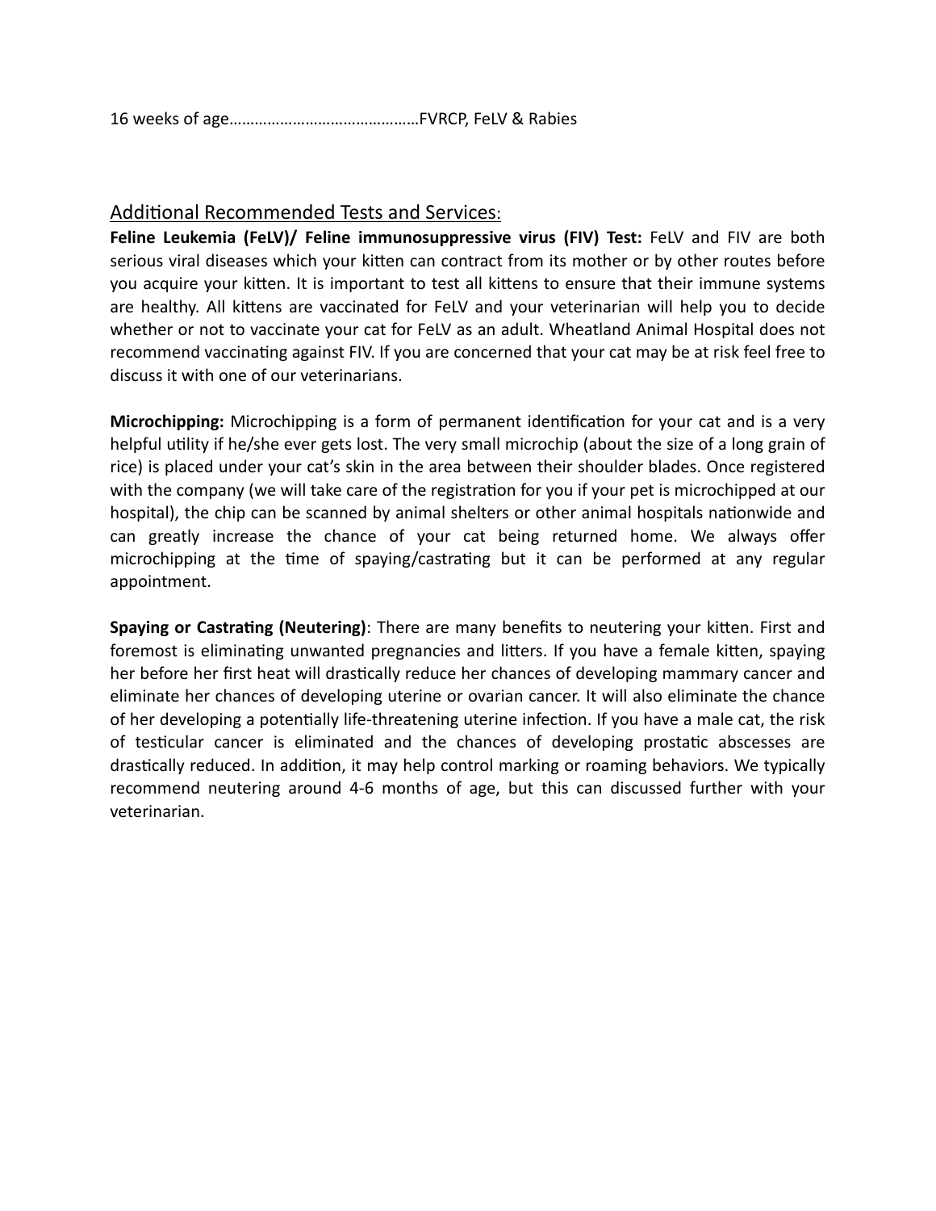16 weeks of age……………………………………FVRCP, FeLV & Rabies

## Additional Recommended Tests and Services:

**Feline Leukemia (FeLV)/ Feline immunosuppressive virus (FIV) Test:** FeLV and FIV are both serious viral diseases which your kitten can contract from its mother or by other routes before you acquire your kitten. It is important to test all kittens to ensure that their immune systems are healthy. All kittens are vaccinated for FeLV and your veterinarian will help you to decide whether or not to vaccinate your cat for FeLV as an adult. Wheatland Animal Hospital does not recommend vaccinating against FIV. If you are concerned that your cat may be at risk feel free to discuss it with one of our veterinarians.

**Microchipping:** Microchipping is a form of permanent identification for your cat and is a very helpful utility if he/she ever gets lost. The very small microchip (about the size of a long grain of rice) is placed under your cat's skin in the area between their shoulder blades. Once registered with the company (we will take care of the registration for you if your pet is microchipped at our hospital), the chip can be scanned by animal shelters or other animal hospitals nationwide and can greatly increase the chance of your cat being returned home. We always offer microchipping at the time of spaying/castrating but it can be performed at any regular appointment.

**Spaying or Castrating (Neutering)**: There are many benefits to neutering your kitten. First and foremost is eliminating unwanted pregnancies and litters. If you have a female kitten, spaying her before her first heat will drastically reduce her chances of developing mammary cancer and eliminate her chances of developing uterine or ovarian cancer. It will also eliminate the chance of her developing a potentially life-threatening uterine infection. If you have a male cat, the risk of testicular cancer is eliminated and the chances of developing prostatic abscesses are drastically reduced. In addition, it may help control marking or roaming behaviors. We typically recommend neutering around 4-6 months of age, but this can discussed further with your veterinarian.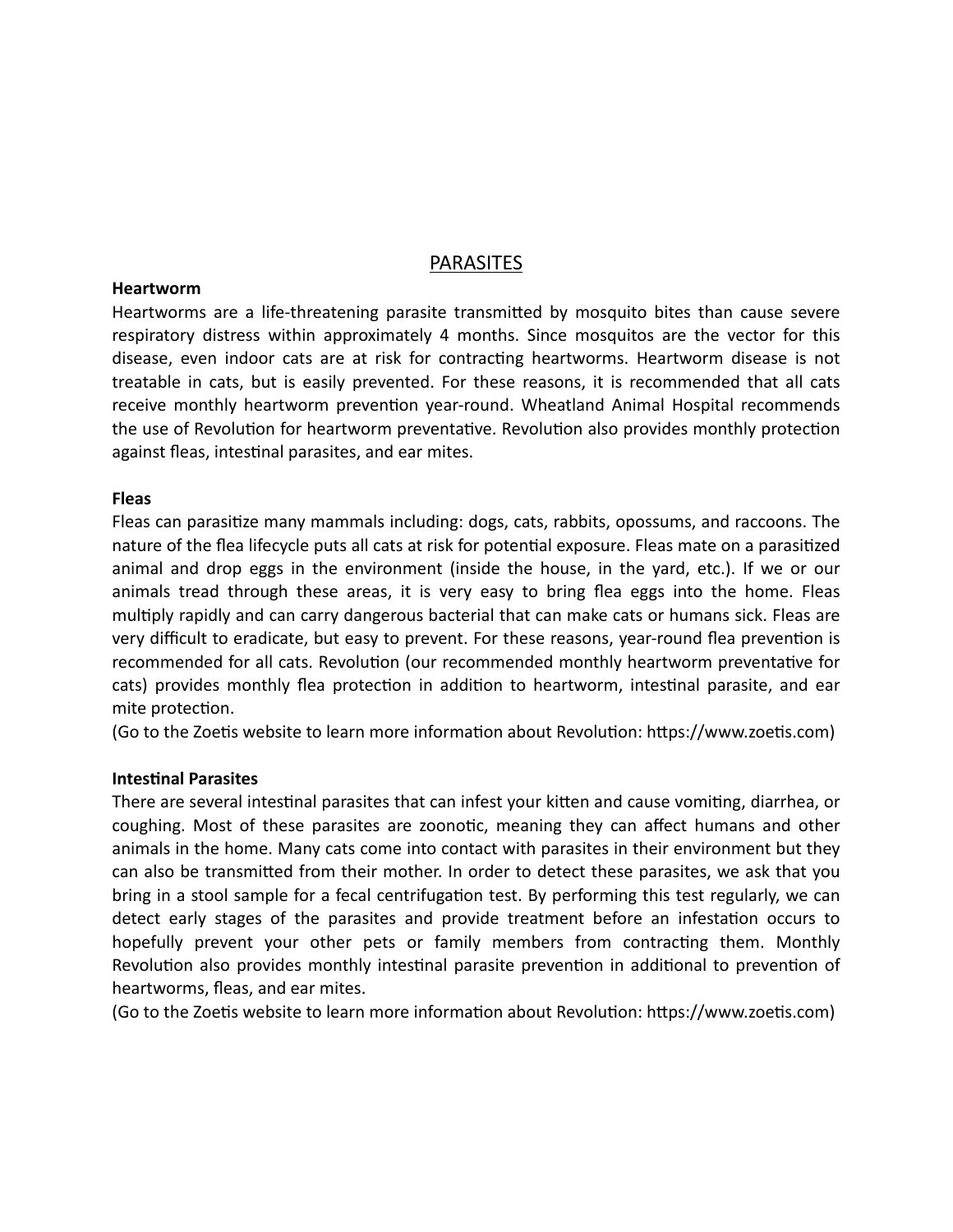# PARASITES

## Heartworm

Heartworms are a life-threatening parasite transmitted by mosquito bites than cause severe respiratory distress within approximately 4 months. Since mosquitos are the vector for this disease, even indoor cats are at risk for contracting heartworms. Heartworm disease is not treatable in cats, but is easily prevented. For these reasons, it is recommended that all cats receive monthly heartworm prevention year-round. Wheatland Animal Hospital recommends the use of Revolution for heartworm preventative. Revolution also provides monthly protection against fleas, intestinal parasites, and ear mites.

## Fleas

Fleas can parasitize many mammals including: dogs, cats, rabbits, opossums, and raccoons. The nature of the flea lifecycle puts all cats at risk for potential exposure. Fleas mate on a parasitized animal and drop eggs in the environment (inside the house, in the yard, etc.). If we or our animals tread through these areas, it is very easy to bring flea eggs into the home. Fleas multiply rapidly and can carry dangerous bacterial that can make cats or humans sick. Fleas are very difficult to eradicate, but easy to prevent. For these reasons, year-round flea prevention is recommended for all cats. Revolution (our recommended monthly heartworm preventative for cats) provides monthly flea protection in addition to heartworm, intestinal parasite, and ear mite protection.

(Go to the Zoetis website to learn more information about Revolution: https://www.zoetis.com)

## Intestinal Parasites

There are several intestinal parasites that can infest your kitten and cause vomiting, diarrhea, or coughing. Most of these parasites are zoonotic, meaning they can affect humans and other animals in the home. Many cats come into contact with parasites in their environment but they can also be transmitted from their mother. In order to detect these parasites, we ask that you bring in a stool sample for a fecal centrifugation test. By performing this test regularly, we can detect early stages of the parasites and provide treatment before an infestation occurs to hopefully prevent your other pets or family members from contracting them. Monthly Revolution also provides monthly intestinal parasite prevention in additional to prevention of heartworms, fleas, and ear mites.

(Go to the Zoetis website to learn more information about Revolution: https://www.zoetis.com)